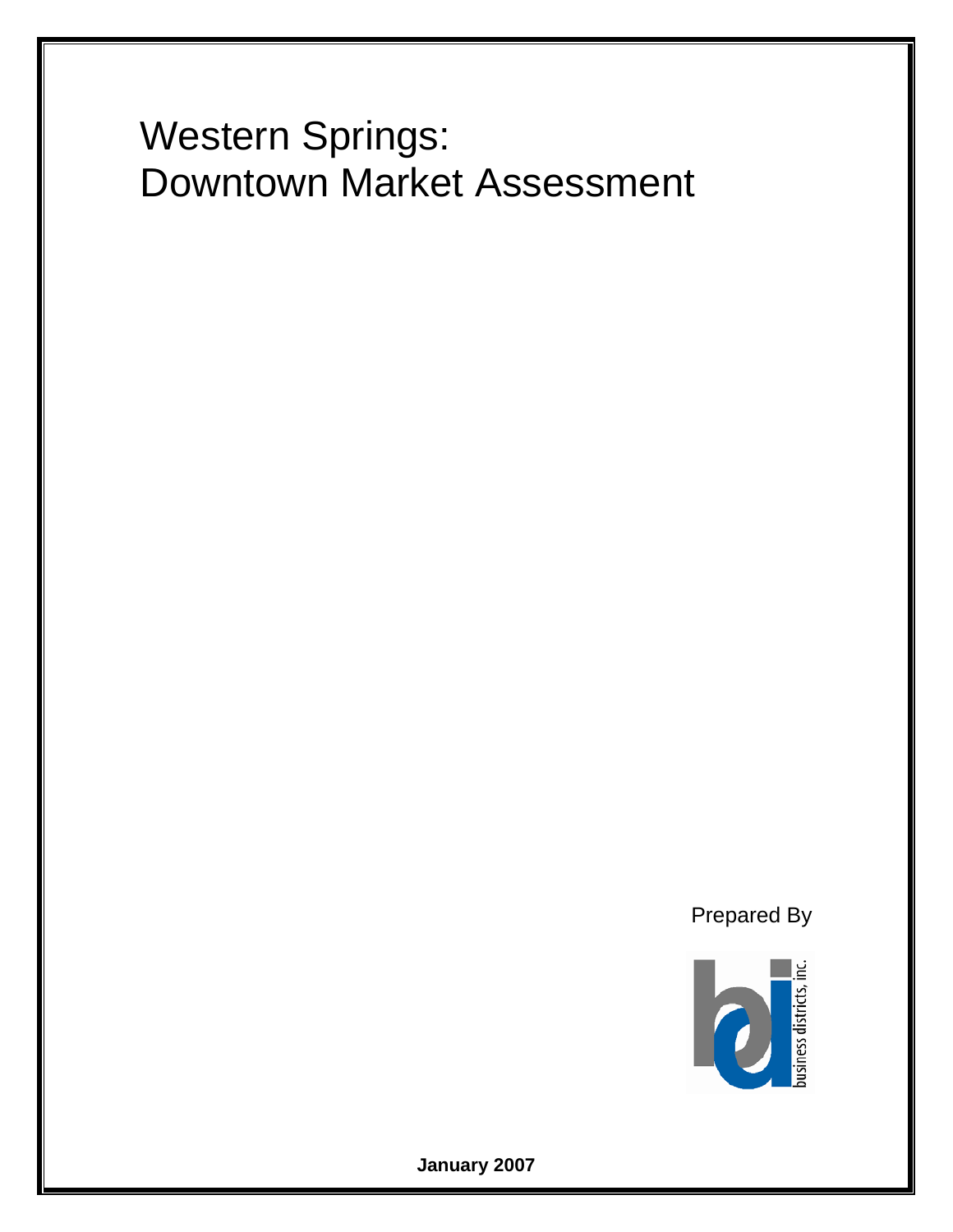# Western Springs:
# Downtown Market Assessment

Prepared By

business districts, inc.

**January 2007**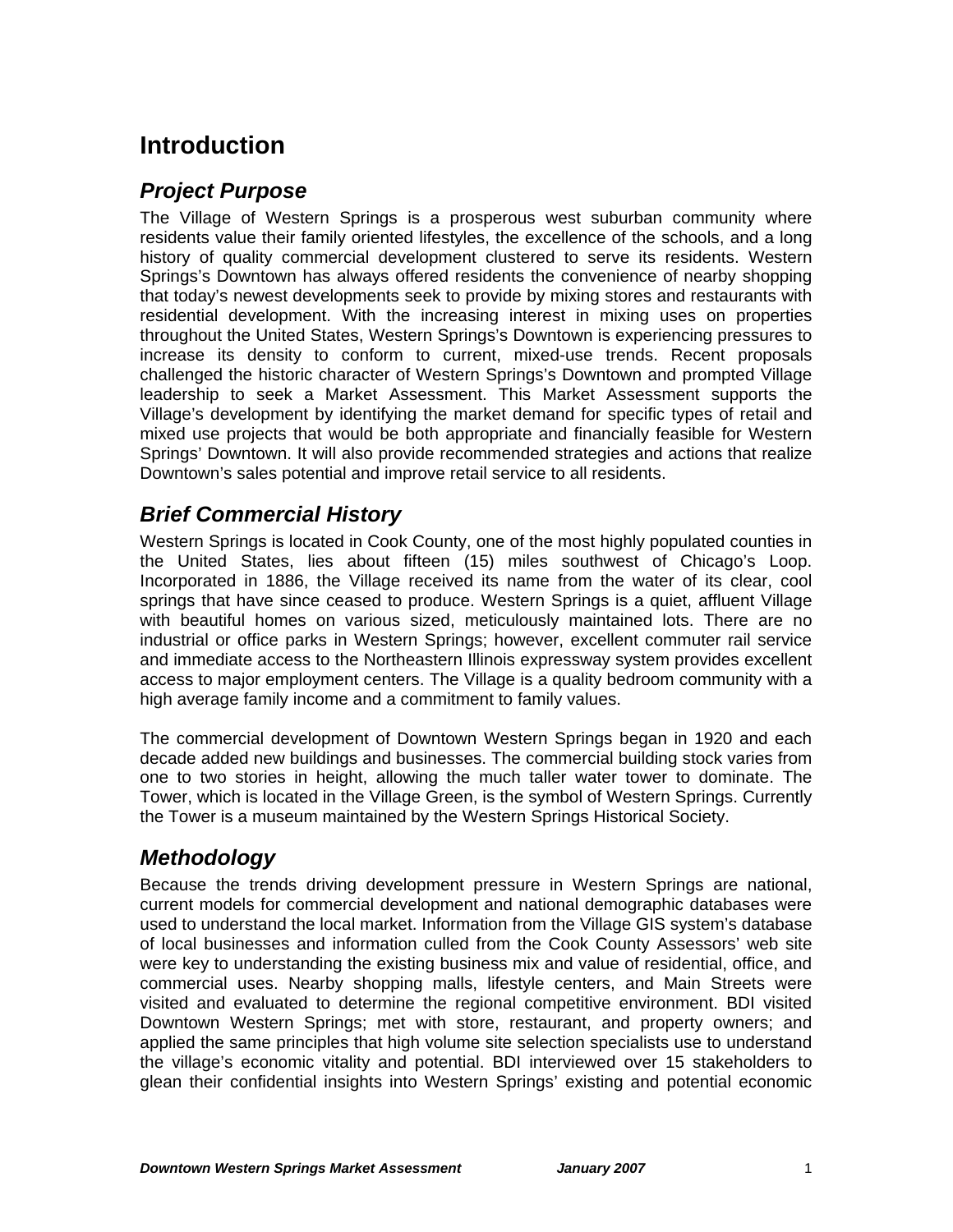# Introduction

## *Project Purpose*

The Village of Western Springs is a prosperous west suburban community where residents value their family oriented lifestyles, the excellence of the schools, and a long history of quality commercial development clustered to serve its residents. Western Springs's Downtown has always offered residents the convenience of nearby shopping that today's newest developments seek to provide by mixing stores and restaurants with residential development. With the increasing interest in mixing uses on properties throughout the United States, Western Springs's Downtown is experiencing pressures to increase its density to conform to current, mixed-use trends. Recent proposals challenged the historic character of Western Springs's Downtown and prompted Village leadership to seek a Market Assessment. This Market Assessment supports the Village's development by identifying the market demand for specific types of retail and mixed use projects that would be both appropriate and financially feasible for Western Springs' Downtown. It will also provide recommended strategies and actions that realize Downtown's sales potential and improve retail service to all residents.

## *Brief Commercial History*

Western Springs is located in Cook County, one of the most highly populated counties in the United States, lies about fifteen (15) miles southwest of Chicago's Loop. Incorporated in 1886, the Village received its name from the water of its clear, cool springs that have since ceased to produce. Western Springs is a quiet, affluent Village with beautiful homes on various sized, meticulously maintained lots. There are no industrial or office parks in Western Springs; however, excellent commuter rail service and immediate access to the Northeastern Illinois expressway system provides excellent access to major employment centers. The Village is a quality bedroom community with a high average family income and a commitment to family values.

The commercial development of Downtown Western Springs began in 1920 and each decade added new buildings and businesses. The commercial building stock varies from one to two stories in height, allowing the much taller water tower to dominate. The Tower, which is located in the Village Green, is the symbol of Western Springs. Currently the Tower is a museum maintained by the Western Springs Historical Society.

## *Methodology*

Because the trends driving development pressure in Western Springs are national, current models for commercial development and national demographic databases were used to understand the local market. Information from the Village GIS system's database of local businesses and information culled from the Cook County Assessors' web site were key to understanding the existing business mix and value of residential, office, and commercial uses. Nearby shopping malls, lifestyle centers, and Main Streets were visited and evaluated to determine the regional competitive environment. BDI visited Downtown Western Springs; met with store, restaurant, and property owners; and applied the same principles that high volume site selection specialists use to understand the village's economic vitality and potential. BDI interviewed over 15 stakeholders to glean their confidential insights into Western Springs' existing and potential economic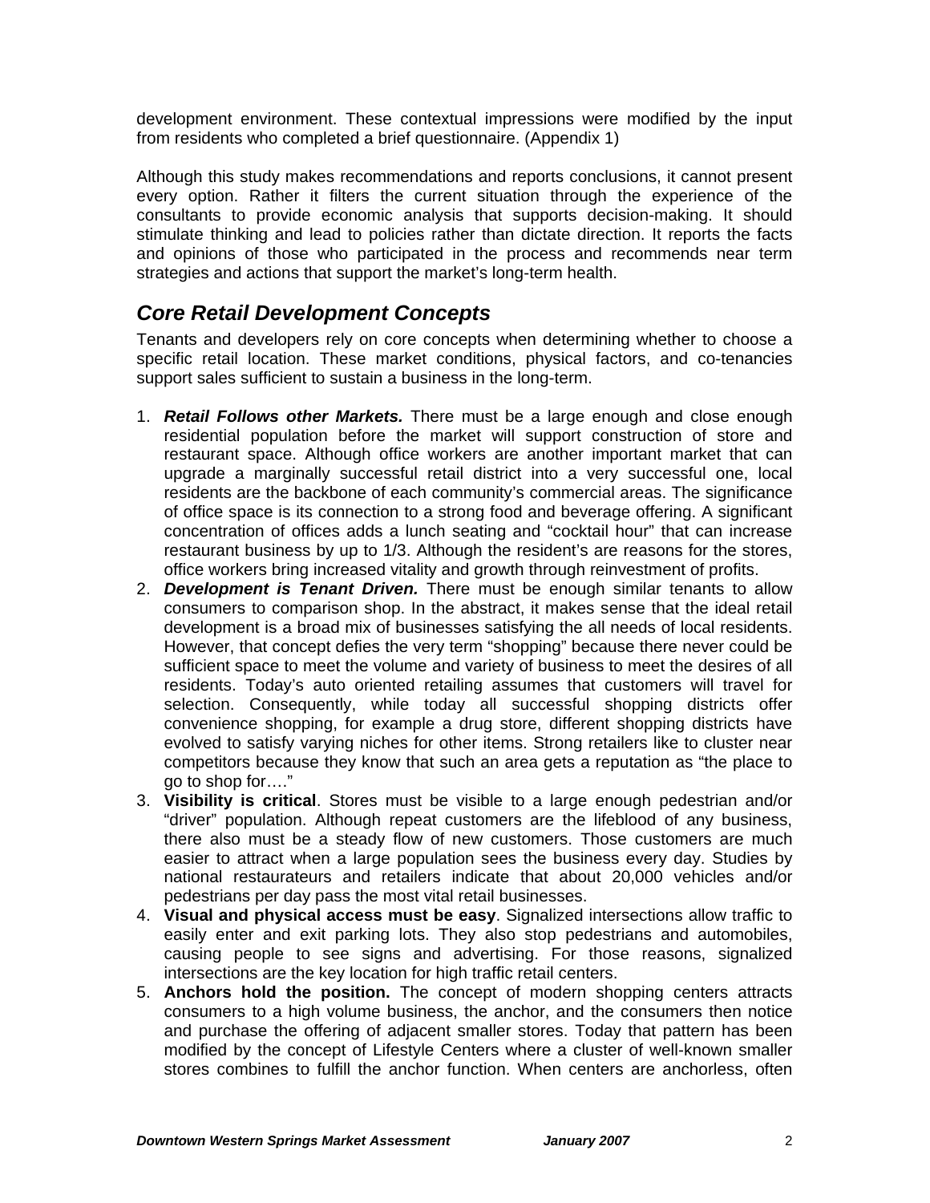development environment. These contextual impressions were modified by the input from residents who completed a brief questionnaire. (Appendix 1)

Although this study makes recommendations and reports conclusions, it cannot present every option. Rather it filters the current situation through the experience of the consultants to provide economic analysis that supports decision-making. It should stimulate thinking and lead to policies rather than dictate direction. It reports the facts and opinions of those who participated in the process and recommends near term strategies and actions that support the market's long-term health.

## *Core Retail Development Concepts*

Tenants and developers rely on core concepts when determining whether to choose a specific retail location. These market conditions, physical factors, and co-tenancies support sales sufficient to sustain a business in the long-term.

1. ***Retail Follows other Markets.*** There must be a large enough and close enough residential population before the market will support construction of store and restaurant space. Although office workers are another important market that can upgrade a marginally successful retail district into a very successful one, local residents are the backbone of each community's commercial areas. The significance of office space is its connection to a strong food and beverage offering. A significant concentration of offices adds a lunch seating and "cocktail hour" that can increase restaurant business by up to 1/3. Although the resident's are reasons for the stores, office workers bring increased vitality and growth through reinvestment of profits.
2. ***Development is Tenant Driven.*** There must be enough similar tenants to allow consumers to comparison shop. In the abstract, it makes sense that the ideal retail development is a broad mix of businesses satisfying the all needs of local residents. However, that concept defies the very term "shopping" because there never could be sufficient space to meet the volume and variety of business to meet the desires of all residents. Today's auto oriented retailing assumes that customers will travel for selection. Consequently, while today all successful shopping districts offer convenience shopping, for example a drug store, different shopping districts have evolved to satisfy varying niches for other items. Strong retailers like to cluster near competitors because they know that such an area gets a reputation as "the place to go to shop for…."
3. **Visibility is critical**. Stores must be visible to a large enough pedestrian and/or "driver" population. Although repeat customers are the lifeblood of any business, there also must be a steady flow of new customers. Those customers are much easier to attract when a large population sees the business every day. Studies by national restaurateurs and retailers indicate that about 20,000 vehicles and/or pedestrians per day pass the most vital retail businesses.
4. **Visual and physical access must be easy**. Signalized intersections allow traffic to easily enter and exit parking lots. They also stop pedestrians and automobiles, causing people to see signs and advertising. For those reasons, signalized intersections are the key location for high traffic retail centers.
5. **Anchors hold the position.** The concept of modern shopping centers attracts consumers to a high volume business, the anchor, and the consumers then notice and purchase the offering of adjacent smaller stores. Today that pattern has been modified by the concept of Lifestyle Centers where a cluster of well-known smaller stores combines to fulfill the anchor function. When centers are anchorless, often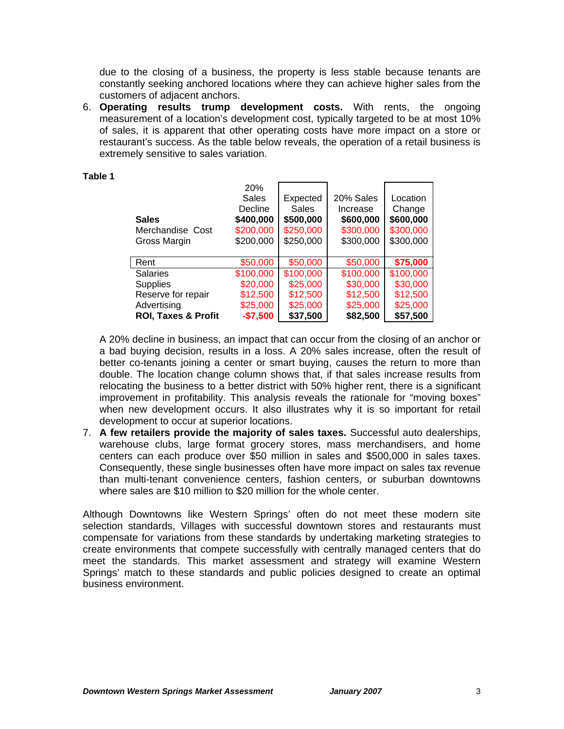due to the closing of a business, the property is less stable because tenants are constantly seeking anchored locations where they can achieve higher sales from the customers of adjacent anchors.

6. **Operating results trump development costs.** With rents, the ongoing measurement of a location's development cost, typically targeted to be at most 10% of sales, it is apparent that other operating costs have more impact on a store or restaurant's success. As the table below reveals, the operation of a retail business is extremely sensitive to sales variation.

**Table 1**

| | 20% Sales Decline | Expected Sales | 20% Sales Increase | Location Change |
|---|---|---|---|---|
| **Sales** | **$400,000** | **$500,000** | **$600,000** | **$600,000** |
| Merchandise Cost | $200,000 | $250,000 | $300,000 | $300,000 |
| Gross Margin | $200,000 | $250,000 | $300,000 | $300,000 |
| Rent | $50,000 | $50,000 | $50,000 | **$75,000** |
| Salaries | $100,000 | $100,000 | $100,000 | $100,000 |
| Supplies | $20,000 | $25,000 | $30,000 | $30,000 |
| Reserve for repair | $12,500 | $12,500 | $12,500 | $12,500 |
| Advertising | $25,000 | $25,000 | $25,000 | $25,000 |
| **ROI, Taxes & Profit** | **-$7,500** | **$37,500** | **$82,500** | **$57,500** |

A 20% decline in business, an impact that can occur from the closing of an anchor or a bad buying decision, results in a loss. A 20% sales increase, often the result of better co-tenants joining a center or smart buying, causes the return to more than double. The location change column shows that, if that sales increase results from relocating the business to a better district with 50% higher rent, there is a significant improvement in profitability. This analysis reveals the rationale for "moving boxes" when new development occurs. It also illustrates why it is so important for retail development to occur at superior locations.

7. **A few retailers provide the majority of sales taxes.** Successful auto dealerships, warehouse clubs, large format grocery stores, mass merchandisers, and home centers can each produce over $50 million in sales and $500,000 in sales taxes. Consequently, these single businesses often have more impact on sales tax revenue than multi-tenant convenience centers, fashion centers, or suburban downtowns where sales are $10 million to $20 million for the whole center.

Although Downtowns like Western Springs' often do not meet these modern site selection standards, Villages with successful downtown stores and restaurants must compensate for variations from these standards by undertaking marketing strategies to create environments that compete successfully with centrally managed centers that do meet the standards. This market assessment and strategy will examine Western Springs' match to these standards and public policies designed to create an optimal business environment.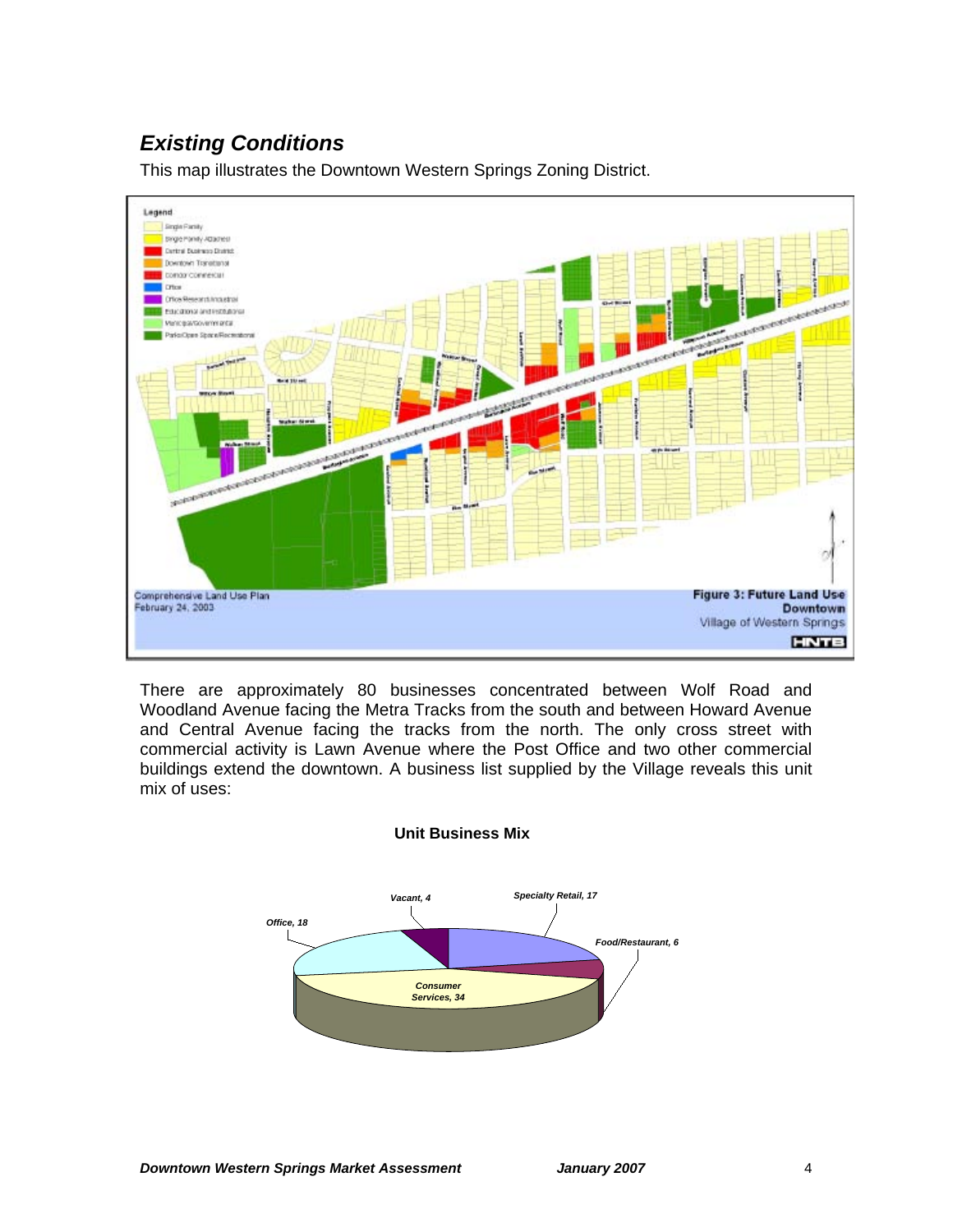## *Existing Conditions*

This map illustrates the Downtown Western Springs Zoning District.

There are approximately 80 businesses concentrated between Wolf Road and Woodland Avenue facing the Metra Tracks from the south and between Howard Avenue and Central Avenue facing the tracks from the north. The only cross street with commercial activity is Lawn Avenue where the Post Office and two other commercial buildings extend the downtown. A business list supplied by the Village reveals this unit mix of uses:

**Unit Business Mix**

| Category | Units |
|---|---|
| Specialty Retail | 17 |
| Food/Restaurant | 6 |
| Consumer Services | 34 |
| Office | 18 |
| Vacant | 4 |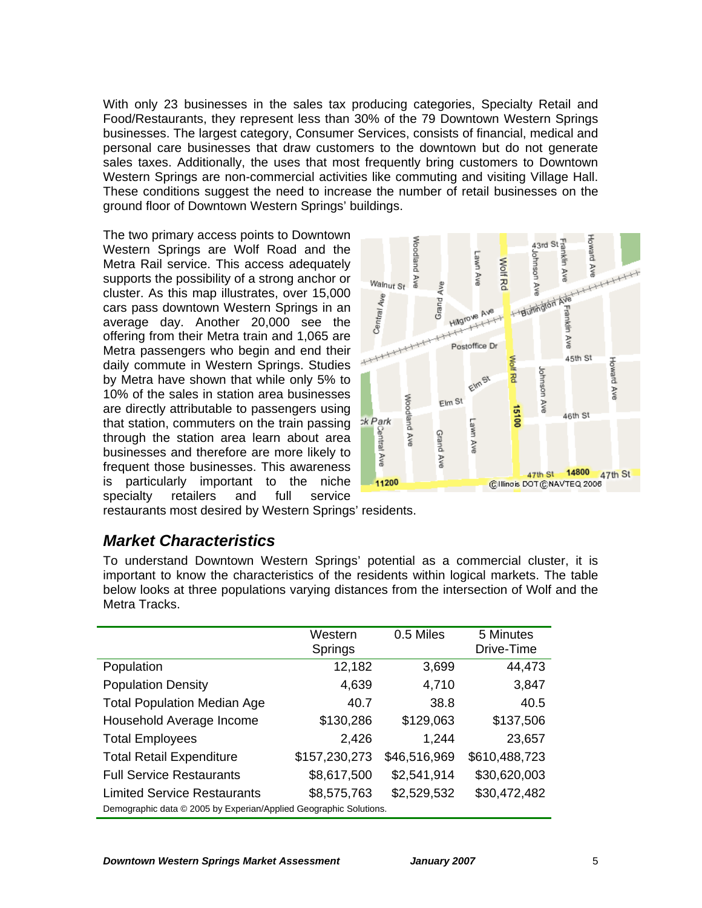With only 23 businesses in the sales tax producing categories, Specialty Retail and Food/Restaurants, they represent less than 30% of the 79 Downtown Western Springs businesses. The largest category, Consumer Services, consists of financial, medical and personal care businesses that draw customers to the downtown but do not generate sales taxes. Additionally, the uses that most frequently bring customers to Downtown Western Springs are non-commercial activities like commuting and visiting Village Hall. These conditions suggest the need to increase the number of retail businesses on the ground floor of Downtown Western Springs' buildings.

The two primary access points to Downtown Western Springs are Wolf Road and the Metra Rail service. This access adequately supports the possibility of a strong anchor or cluster. As this map illustrates, over 15,000 cars pass downtown Western Springs in an average day. Another 20,000 see the offering from their Metra train and 1,065 are Metra passengers who begin and end their daily commute in Western Springs. Studies by Metra have shown that while only 5% to 10% of the sales in station area businesses are directly attributable to passengers using that station, commuters on the train passing through the station area learn about area businesses and therefore are more likely to frequent those businesses. This awareness is particularly important to the niche specialty retailers and full service restaurants most desired by Western Springs' residents.

## *Market Characteristics*

To understand Downtown Western Springs' potential as a commercial cluster, it is important to know the characteristics of the residents within logical markets. The table below looks at three populations varying distances from the intersection of Wolf and the Metra Tracks.

| | Western Springs | 0.5 Miles | 5 Minutes Drive-Time |
|---|---|---|---|
| Population | 12,182 | 3,699 | 44,473 |
| Population Density | 4,639 | 4,710 | 3,847 |
| Total Population Median Age | 40.7 | 38.8 | 40.5 |
| Household Average Income | $130,286 | $129,063 | $137,506 |
| Total Employees | 2,426 | 1,244 | 23,657 |
| Total Retail Expenditure | $157,230,273 | $46,516,969 | $610,488,723 |
| Full Service Restaurants | $8,617,500 | $2,541,914 | $30,620,003 |
| Limited Service Restaurants | $8,575,763 | $2,529,532 | $30,472,482 |

Demographic data © 2005 by Experian/Applied Geographic Solutions.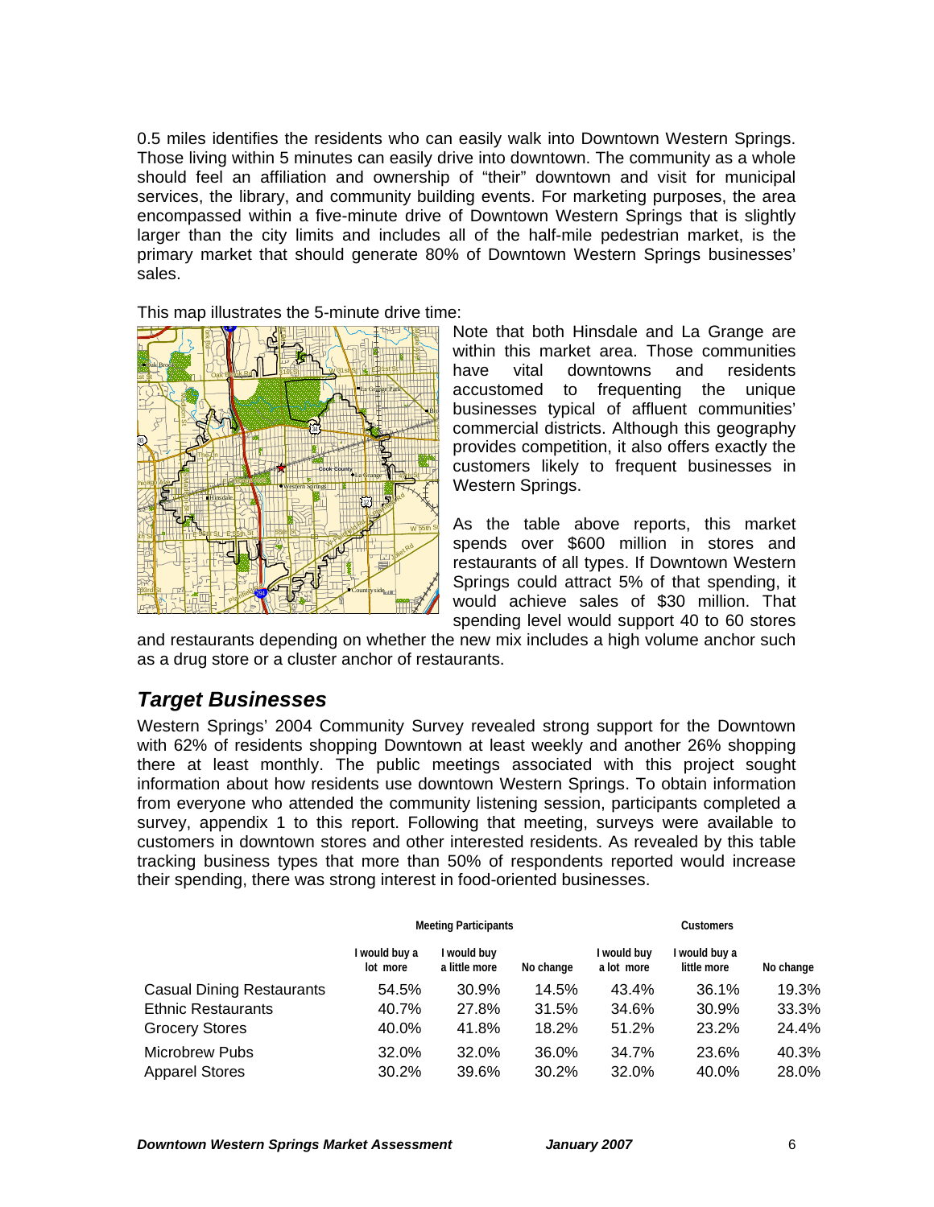0.5 miles identifies the residents who can easily walk into Downtown Western Springs. Those living within 5 minutes can easily drive into downtown. The community as a whole should feel an affiliation and ownership of "their" downtown and visit for municipal services, the library, and community building events. For marketing purposes, the area encompassed within a five-minute drive of Downtown Western Springs that is slightly larger than the city limits and includes all of the half-mile pedestrian market, is the primary market that should generate 80% of Downtown Western Springs businesses' sales.

This map illustrates the 5-minute drive time:

Note that both Hinsdale and La Grange are within this market area. Those communities have vital downtowns and residents accustomed to frequenting the unique businesses typical of affluent communities' commercial districts. Although this geography provides competition, it also offers exactly the customers likely to frequent businesses in Western Springs.

As the table above reports, this market spends over $600 million in stores and restaurants of all types. If Downtown Western Springs could attract 5% of that spending, it would achieve sales of $30 million. That spending level would support 40 to 60 stores and restaurants depending on whether the new mix includes a high volume anchor such as a drug store or a cluster anchor of restaurants.

## *Target Businesses*

Western Springs' 2004 Community Survey revealed strong support for the Downtown with 62% of residents shopping Downtown at least weekly and another 26% shopping there at least monthly. The public meetings associated with this project sought information about how residents use downtown Western Springs. To obtain information from everyone who attended the community listening session, participants completed a survey, appendix 1 to this report. Following that meeting, surveys were available to customers in downtown stores and other interested residents. As revealed by this table tracking business types that more than 50% of respondents reported would increase their spending, there was strong interest in food-oriented businesses.

| | Meeting Participants | | | Customers | | |
|---|---|---|---|---|---|---|
| | I would buy a lot more | I would buy a little more | No change | I would buy a lot more | I would buy a little more | No change |
| Casual Dining Restaurants | 54.5% | 30.9% | 14.5% | 43.4% | 36.1% | 19.3% |
| Ethnic Restaurants | 40.7% | 27.8% | 31.5% | 34.6% | 30.9% | 33.3% |
| Grocery Stores | 40.0% | 41.8% | 18.2% | 51.2% | 23.2% | 24.4% |
| Microbrew Pubs | 32.0% | 32.0% | 36.0% | 34.7% | 23.6% | 40.3% |
| Apparel Stores | 30.2% | 39.6% | 30.2% | 32.0% | 40.0% | 28.0% |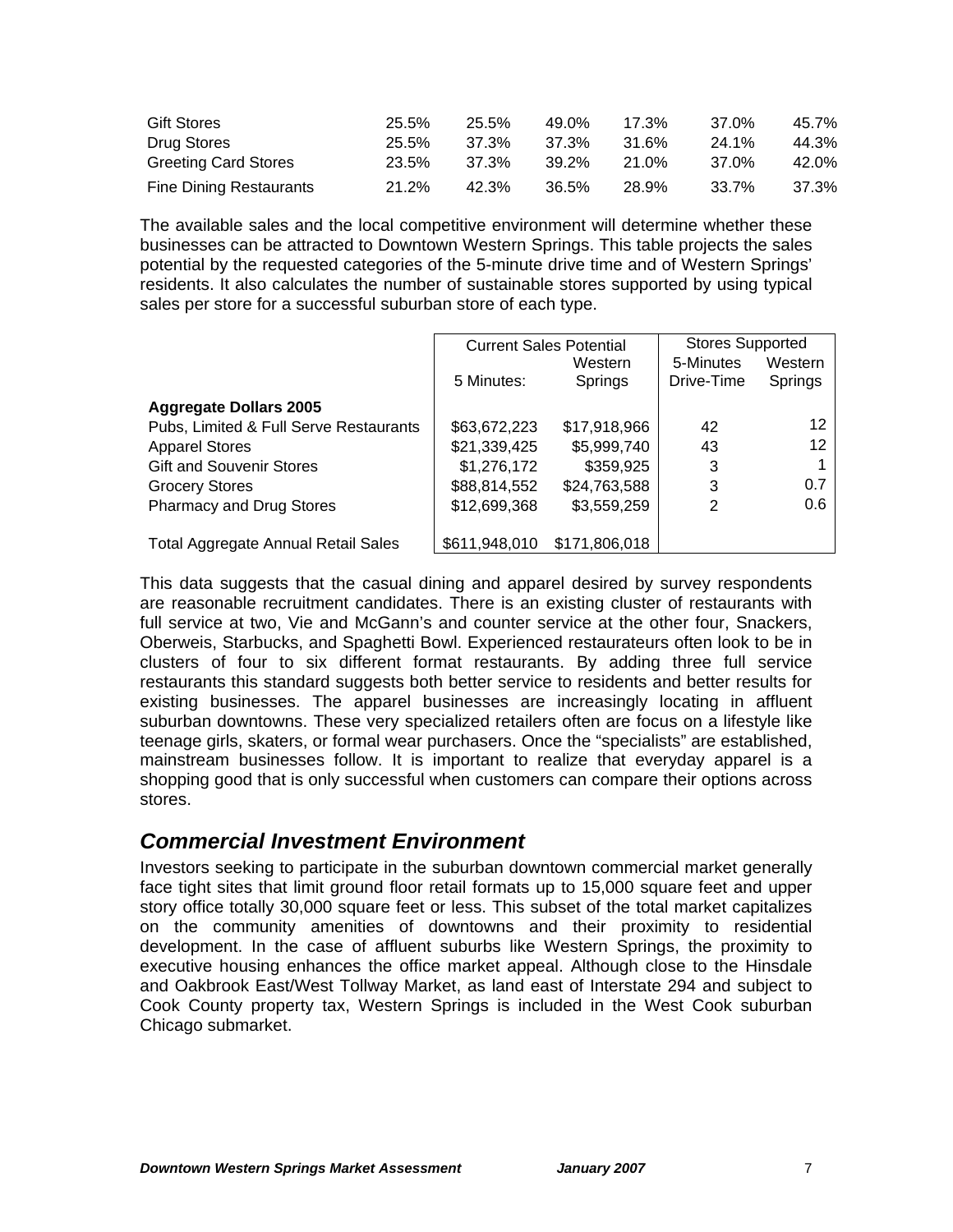| Gift Stores | 25.5% | 25.5% | 49.0% | 17.3% | 37.0% | 45.7% |
|---|---|---|---|---|---|---|
| Drug Stores | 25.5% | 37.3% | 37.3% | 31.6% | 24.1% | 44.3% |
| Greeting Card Stores | 23.5% | 37.3% | 39.2% | 21.0% | 37.0% | 42.0% |
| Fine Dining Restaurants | 21.2% | 42.3% | 36.5% | 28.9% | 33.7% | 37.3% |

The available sales and the local competitive environment will determine whether these businesses can be attracted to Downtown Western Springs. This table projects the sales potential by the requested categories of the 5-minute drive time and of Western Springs' residents. It also calculates the number of sustainable stores supported by using typical sales per store for a successful suburban store of each type.

| | Current Sales Potential | | Stores Supported | |
|---|---|---|---|---|
| | 5 Minutes: | Western Springs | 5-Minutes Drive-Time | Western Springs |
| **Aggregate Dollars 2005** | | | | |
| Pubs, Limited & Full Serve Restaurants | $63,672,223 | $17,918,966 | 42 | 12 |
| Apparel Stores | $21,339,425 | $5,999,740 | 43 | 12 |
| Gift and Souvenir Stores | $1,276,172 | $359,925 | 3 | 1 |
| Grocery Stores | $88,814,552 | $24,763,588 | 3 | 0.7 |
| Pharmacy and Drug Stores | $12,699,368 | $3,559,259 | 2 | 0.6 |
| Total Aggregate Annual Retail Sales | $611,948,010 | $171,806,018 | | |

This data suggests that the casual dining and apparel desired by survey respondents are reasonable recruitment candidates. There is an existing cluster of restaurants with full service at two, Vie and McGann's and counter service at the other four, Snackers, Oberweis, Starbucks, and Spaghetti Bowl. Experienced restaurateurs often look to be in clusters of four to six different format restaurants. By adding three full service restaurants this standard suggests both better service to residents and better results for existing businesses. The apparel businesses are increasingly locating in affluent suburban downtowns. These very specialized retailers often are focus on a lifestyle like teenage girls, skaters, or formal wear purchasers. Once the "specialists" are established, mainstream businesses follow. It is important to realize that everyday apparel is a shopping good that is only successful when customers can compare their options across stores.

## *Commercial Investment Environment*

Investors seeking to participate in the suburban downtown commercial market generally face tight sites that limit ground floor retail formats up to 15,000 square feet and upper story office totally 30,000 square feet or less. This subset of the total market capitalizes on the community amenities of downtowns and their proximity to residential development. In the case of affluent suburbs like Western Springs, the proximity to executive housing enhances the office market appeal. Although close to the Hinsdale and Oakbrook East/West Tollway Market, as land east of Interstate 294 and subject to Cook County property tax, Western Springs is included in the West Cook suburban Chicago submarket.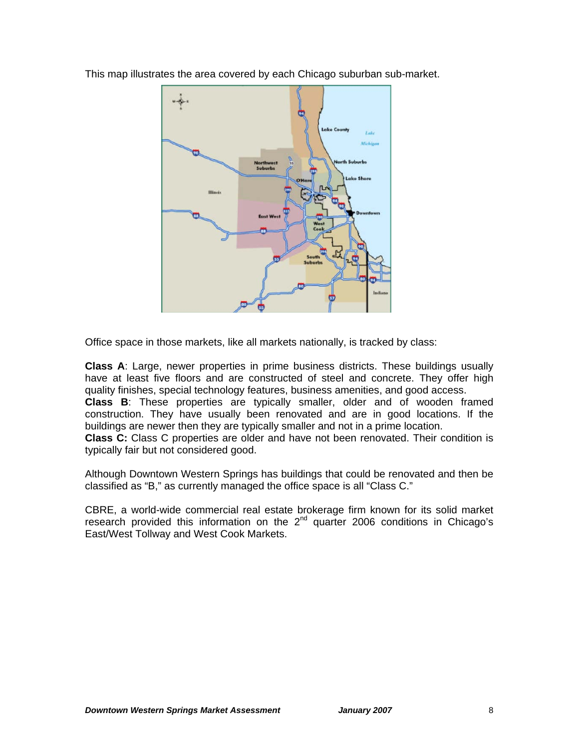This map illustrates the area covered by each Chicago suburban sub-market.

Office space in those markets, like all markets nationally, is tracked by class:

**Class A**: Large, newer properties in prime business districts. These buildings usually have at least five floors and are constructed of steel and concrete. They offer high quality finishes, special technology features, business amenities, and good access.
**Class B**: These properties are typically smaller, older and of wooden framed construction. They have usually been renovated and are in good locations. If the buildings are newer then they are typically smaller and not in a prime location.
**Class C:** Class C properties are older and have not been renovated. Their condition is typically fair but not considered good.

Although Downtown Western Springs has buildings that could be renovated and then be classified as "B," as currently managed the office space is all "Class C."

CBRE, a world-wide commercial real estate brokerage firm known for its solid market research provided this information on the 2nd quarter 2006 conditions in Chicago's East/West Tollway and West Cook Markets.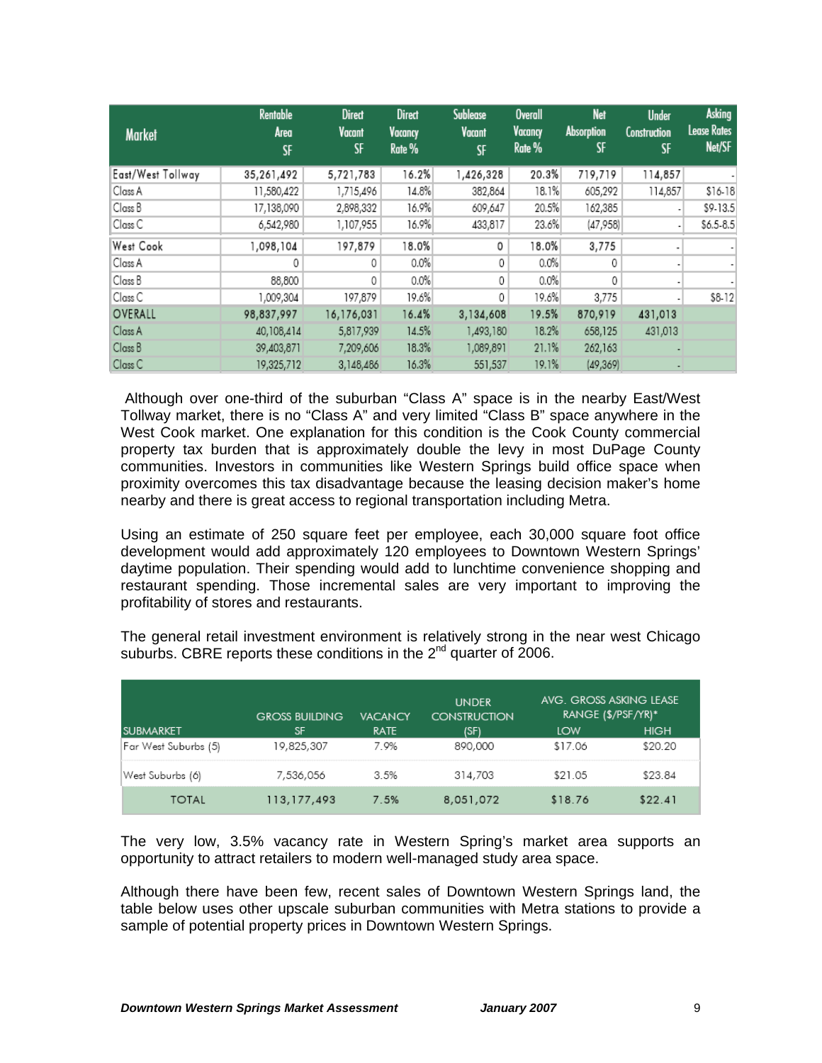| Market | Rentable Area SF | Direct Vacant SF | Direct Vacancy Rate % | Sublease Vacant SF | Overall Vacancy Rate % | Net Absorption SF | Under Construction SF | Asking Lease Rates Net/SF |
|---|---|---|---|---|---|---|---|---|
| East/West Tollway | 35,261,492 | 5,721,783 | 16.2% | 1,426,328 | 20.3% | 719,719 | 114,857 | - |
| Class A | 11,580,422 | 1,715,496 | 14.8% | 382,864 | 18.1% | 605,292 | 114,857 | $16-18 |
| Class B | 17,138,090 | 2,898,332 | 16.9% | 609,647 | 20.5% | 162,385 | - | $9-13.5 |
| Class C | 6,542,980 | 1,107,955 | 16.9% | 433,817 | 23.6% | (47,958) | - | $6.5-8.5 |
| West Cook | 1,098,104 | 197,879 | 18.0% | 0 | 18.0% | 3,775 | - | - |
| Class A | 0 | 0 | 0.0% | 0 | 0.0% | 0 | - | - |
| Class B | 88,800 | 0 | 0.0% | 0 | 0.0% | 0 | - | - |
| Class C | 1,009,304 | 197,879 | 19.6% | 0 | 19.6% | 3,775 | - | $8-12 |
| OVERALL | 98,837,997 | 16,176,031 | 16.4% | 3,134,608 | 19.5% | 870,919 | 431,013 | |
| Class A | 40,108,414 | 5,817,939 | 14.5% | 1,493,180 | 18.2% | 658,125 | 431,013 | |
| Class B | 39,403,871 | 7,209,606 | 18.3% | 1,089,891 | 21.1% | 262,163 | - | |
| Class C | 19,325,712 | 3,148,486 | 16.3% | 551,537 | 19.1% | (49,369) | - | |

Although over one-third of the suburban "Class A" space is in the nearby East/West Tollway market, there is no "Class A" and very limited "Class B" space anywhere in the West Cook market. One explanation for this condition is the Cook County commercial property tax burden that is approximately double the levy in most DuPage County communities. Investors in communities like Western Springs build office space when proximity overcomes this tax disadvantage because the leasing decision maker's home nearby and there is great access to regional transportation including Metra.

Using an estimate of 250 square feet per employee, each 30,000 square foot office development would add approximately 120 employees to Downtown Western Springs' daytime population. Their spending would add to lunchtime convenience shopping and restaurant spending. Those incremental sales are very important to improving the profitability of stores and restaurants.

The general retail investment environment is relatively strong in the near west Chicago suburbs. CBRE reports these conditions in the 2nd quarter of 2006.

| SUBMARKET | GROSS BUILDING SF | VACANCY RATE | UNDER CONSTRUCTION (SF) | AVG. GROSS ASKING LEASE RANGE ($/PSF/YR)* LOW | HIGH |
|---|---|---|---|---|---|
| Far West Suburbs (5) | 19,825,307 | 7.9% | 890,000 | $17.06 | $20.20 |
| West Suburbs (6) | 7,536,056 | 3.5% | 314,703 | $21.05 | $23.84 |
| TOTAL | 113,177,493 | 7.5% | 8,051,072 | $18.76 | $22.41 |

The very low, 3.5% vacancy rate in Western Spring's market area supports an opportunity to attract retailers to modern well-managed study area space.

Although there have been few, recent sales of Downtown Western Springs land, the table below uses other upscale suburban communities with Metra stations to provide a sample of potential property prices in Downtown Western Springs.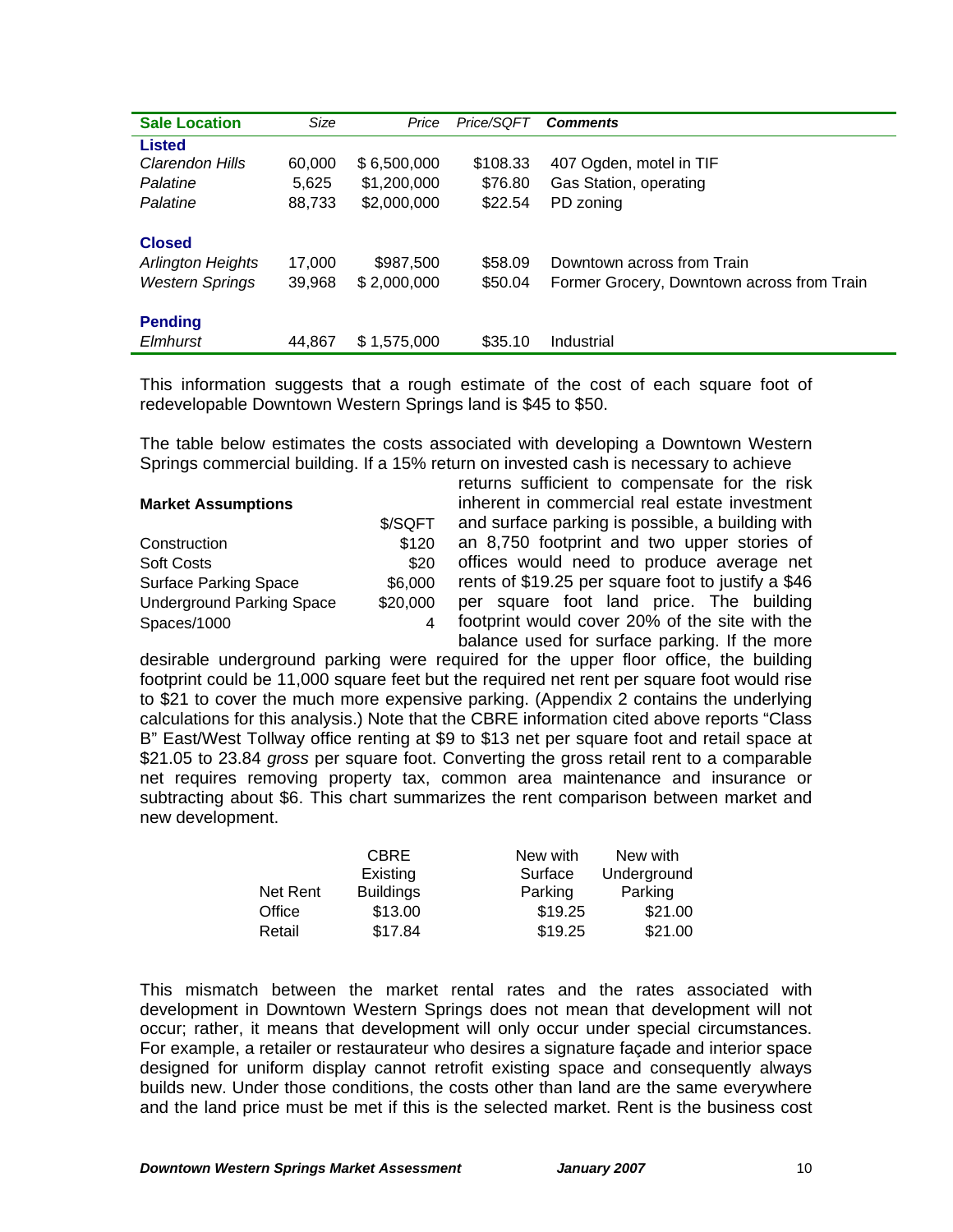| Sale Location | Size | Price | Price/SQFT | Comments |
|---|---|---|---|---|
| **Listed** | | | | |
| *Clarendon Hills* | 60,000 | $ 6,500,000 | $108.33 | 407 Ogden, motel in TIF |
| *Palatine* | 5,625 | $1,200,000 | $76.80 | Gas Station, operating |
| *Palatine* | 88,733 | $2,000,000 | $22.54 | PD zoning |
| **Closed** | | | | |
| *Arlington Heights* | 17,000 | $987,500 | $58.09 | Downtown across from Train |
| *Western Springs* | 39,968 | $ 2,000,000 | $50.04 | Former Grocery, Downtown across from Train |
| **Pending** | | | | |
| *Elmhurst* | 44,867 | $ 1,575,000 | $35.10 | Industrial |

This information suggests that a rough estimate of the cost of each square foot of redevelopable Downtown Western Springs land is $45 to $50.

The table below estimates the costs associated with developing a Downtown Western Springs commercial building. If a 15% return on invested cash is necessary to achieve returns sufficient to compensate for the risk inherent in commercial real estate investment and surface parking is possible, a building with an 8,750 footprint and two upper stories of offices would need to produce average net rents of $19.25 per square foot to justify a $46 per square foot land price. The building footprint would cover 20% of the site with the balance used for surface parking. If the more desirable underground parking were required for the upper floor office, the building footprint could be 11,000 square feet but the required net rent per square foot would rise to $21 to cover the much more expensive parking. (Appendix 2 contains the underlying calculations for this analysis.) Note that the CBRE information cited above reports "Class B" East/West Tollway office renting at $9 to $13 net per square foot and retail space at $21.05 to 23.84 *gross* per square foot. Converting the gross retail rent to a comparable net requires removing property tax, common area maintenance and insurance or subtracting about $6. This chart summarizes the rent comparison between market and new development.

| **Market Assumptions** | $/SQFT |
|---|---|
| Construction | $120 |
| Soft Costs | $20 |
| Surface Parking Space | $6,000 |
| Underground Parking Space | $20,000 |
| Spaces/1000 | 4 |

| Net Rent | CBRE Existing Buildings | New with Surface Parking | New with Underground Parking |
|---|---|---|---|
| Office | $13.00 | $19.25 | $21.00 |
| Retail | $17.84 | $19.25 | $21.00 |

This mismatch between the market rental rates and the rates associated with development in Downtown Western Springs does not mean that development will not occur; rather, it means that development will only occur under special circumstances. For example, a retailer or restaurateur who desires a signature façade and interior space designed for uniform display cannot retrofit existing space and consequently always builds new. Under those conditions, the costs other than land are the same everywhere and the land price must be met if this is the selected market. Rent is the business cost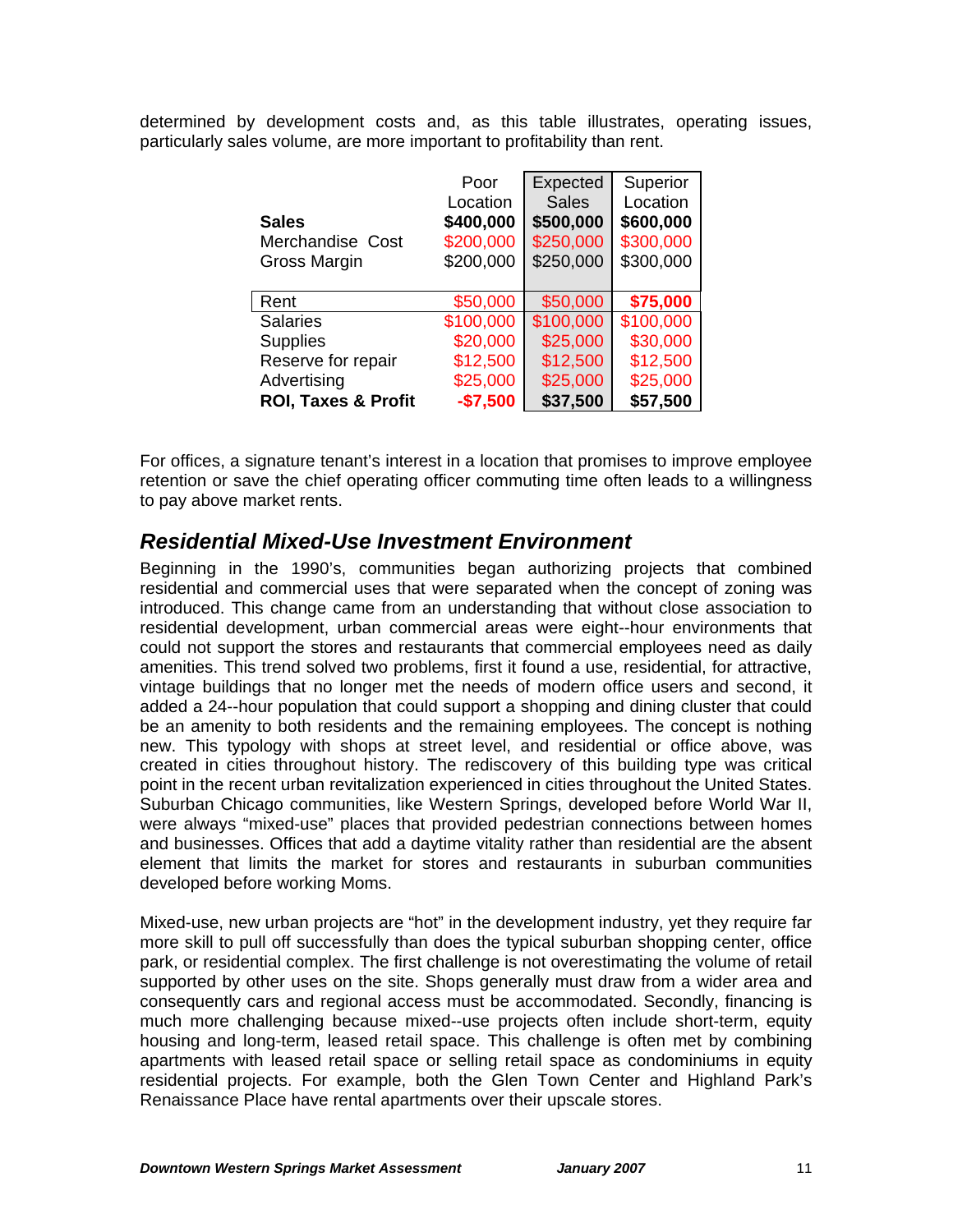determined by development costs and, as this table illustrates, operating issues, particularly sales volume, are more important to profitability than rent.

| | Poor Location | Expected Sales | Superior Location |
|---|---|---|---|
| **Sales** | **$400,000** | **$500,000** | **$600,000** |
| Merchandise Cost | $200,000 | $250,000 | $300,000 |
| Gross Margin | $200,000 | $250,000 | $300,000 |
| | | | |
| Rent | $50,000 | $50,000 | **$75,000** |
| Salaries | $100,000 | $100,000 | $100,000 |
| Supplies | $20,000 | $25,000 | $30,000 |
| Reserve for repair | $12,500 | $12,500 | $12,500 |
| Advertising | $25,000 | $25,000 | $25,000 |
| **ROI, Taxes & Profit** | **-$7,500** | **$37,500** | **$57,500** |

For offices, a signature tenant's interest in a location that promises to improve employee retention or save the chief operating officer commuting time often leads to a willingness to pay above market rents.

## *Residential Mixed-Use Investment Environment*

Beginning in the 1990's, communities began authorizing projects that combined residential and commercial uses that were separated when the concept of zoning was introduced. This change came from an understanding that without close association to residential development, urban commercial areas were eight--hour environments that could not support the stores and restaurants that commercial employees need as daily amenities. This trend solved two problems, first it found a use, residential, for attractive, vintage buildings that no longer met the needs of modern office users and second, it added a 24--hour population that could support a shopping and dining cluster that could be an amenity to both residents and the remaining employees. The concept is nothing new. This typology with shops at street level, and residential or office above, was created in cities throughout history. The rediscovery of this building type was critical point in the recent urban revitalization experienced in cities throughout the United States. Suburban Chicago communities, like Western Springs, developed before World War II, were always "mixed-use" places that provided pedestrian connections between homes and businesses. Offices that add a daytime vitality rather than residential are the absent element that limits the market for stores and restaurants in suburban communities developed before working Moms.

Mixed-use, new urban projects are "hot" in the development industry, yet they require far more skill to pull off successfully than does the typical suburban shopping center, office park, or residential complex. The first challenge is not overestimating the volume of retail supported by other uses on the site. Shops generally must draw from a wider area and consequently cars and regional access must be accommodated. Secondly, financing is much more challenging because mixed--use projects often include short-term, equity housing and long-term, leased retail space. This challenge is often met by combining apartments with leased retail space or selling retail space as condominiums in equity residential projects. For example, both the Glen Town Center and Highland Park's Renaissance Place have rental apartments over their upscale stores.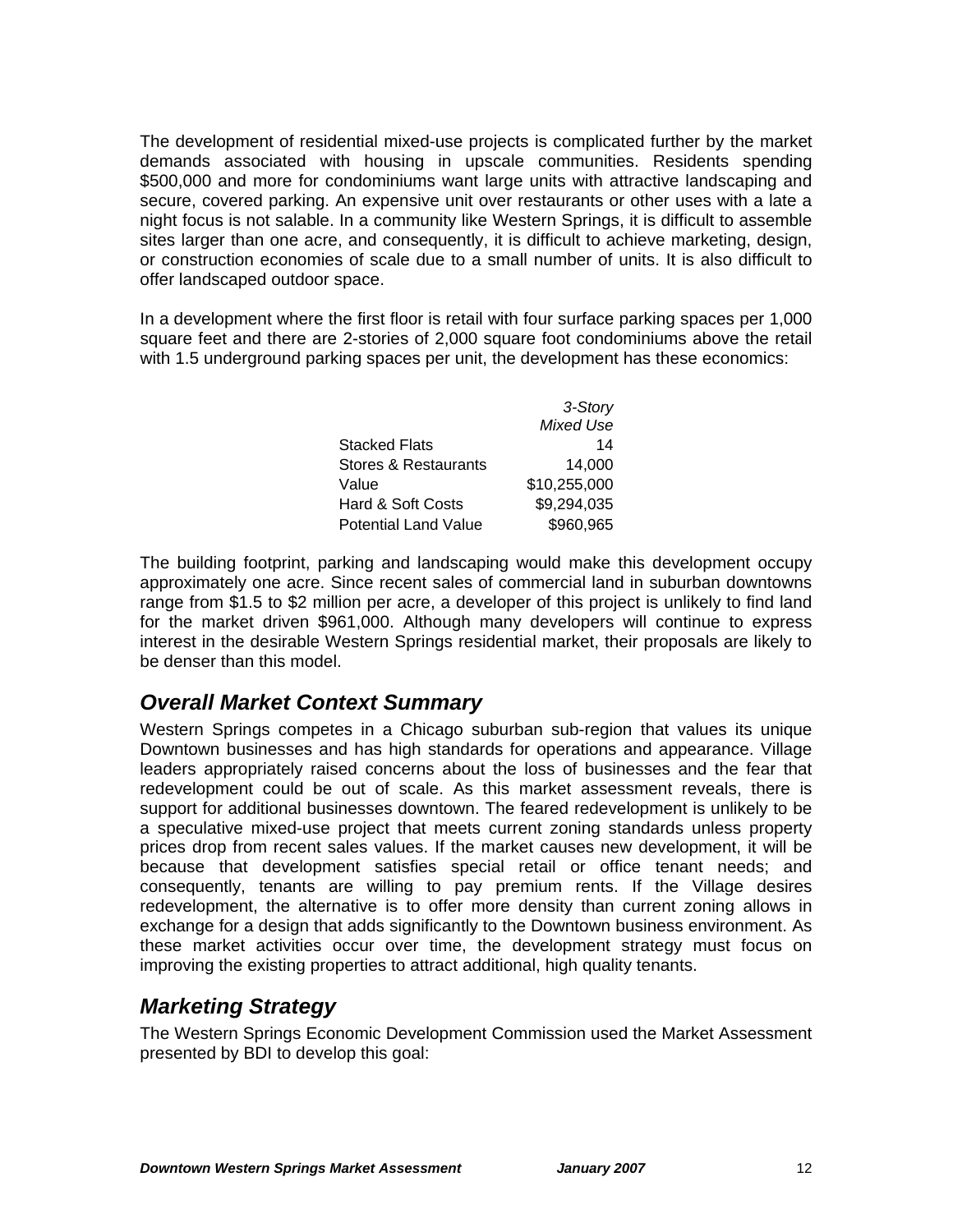The development of residential mixed-use projects is complicated further by the market demands associated with housing in upscale communities. Residents spending $500,000 and more for condominiums want large units with attractive landscaping and secure, covered parking. An expensive unit over restaurants or other uses with a late a night focus is not salable. In a community like Western Springs, it is difficult to assemble sites larger than one acre, and consequently, it is difficult to achieve marketing, design, or construction economies of scale due to a small number of units. It is also difficult to offer landscaped outdoor space.

In a development where the first floor is retail with four surface parking spaces per 1,000 square feet and there are 2-stories of 2,000 square foot condominiums above the retail with 1.5 underground parking spaces per unit, the development has these economics:

| | *3-Story Mixed Use* |
|---|---:|
| Stacked Flats | 14 |
| Stores & Restaurants | 14,000 |
| Value | $10,255,000 |
| Hard & Soft Costs | $9,294,035 |
| Potential Land Value | $960,965 |

The building footprint, parking and landscaping would make this development occupy approximately one acre. Since recent sales of commercial land in suburban downtowns range from $1.5 to $2 million per acre, a developer of this project is unlikely to find land for the market driven $961,000. Although many developers will continue to express interest in the desirable Western Springs residential market, their proposals are likely to be denser than this model.

## *Overall Market Context Summary*

Western Springs competes in a Chicago suburban sub-region that values its unique Downtown businesses and has high standards for operations and appearance. Village leaders appropriately raised concerns about the loss of businesses and the fear that redevelopment could be out of scale. As this market assessment reveals, there is support for additional businesses downtown. The feared redevelopment is unlikely to be a speculative mixed-use project that meets current zoning standards unless property prices drop from recent sales values. If the market causes new development, it will be because that development satisfies special retail or office tenant needs; and consequently, tenants are willing to pay premium rents. If the Village desires redevelopment, the alternative is to offer more density than current zoning allows in exchange for a design that adds significantly to the Downtown business environment. As these market activities occur over time, the development strategy must focus on improving the existing properties to attract additional, high quality tenants.

## *Marketing Strategy*

The Western Springs Economic Development Commission used the Market Assessment presented by BDI to develop this goal: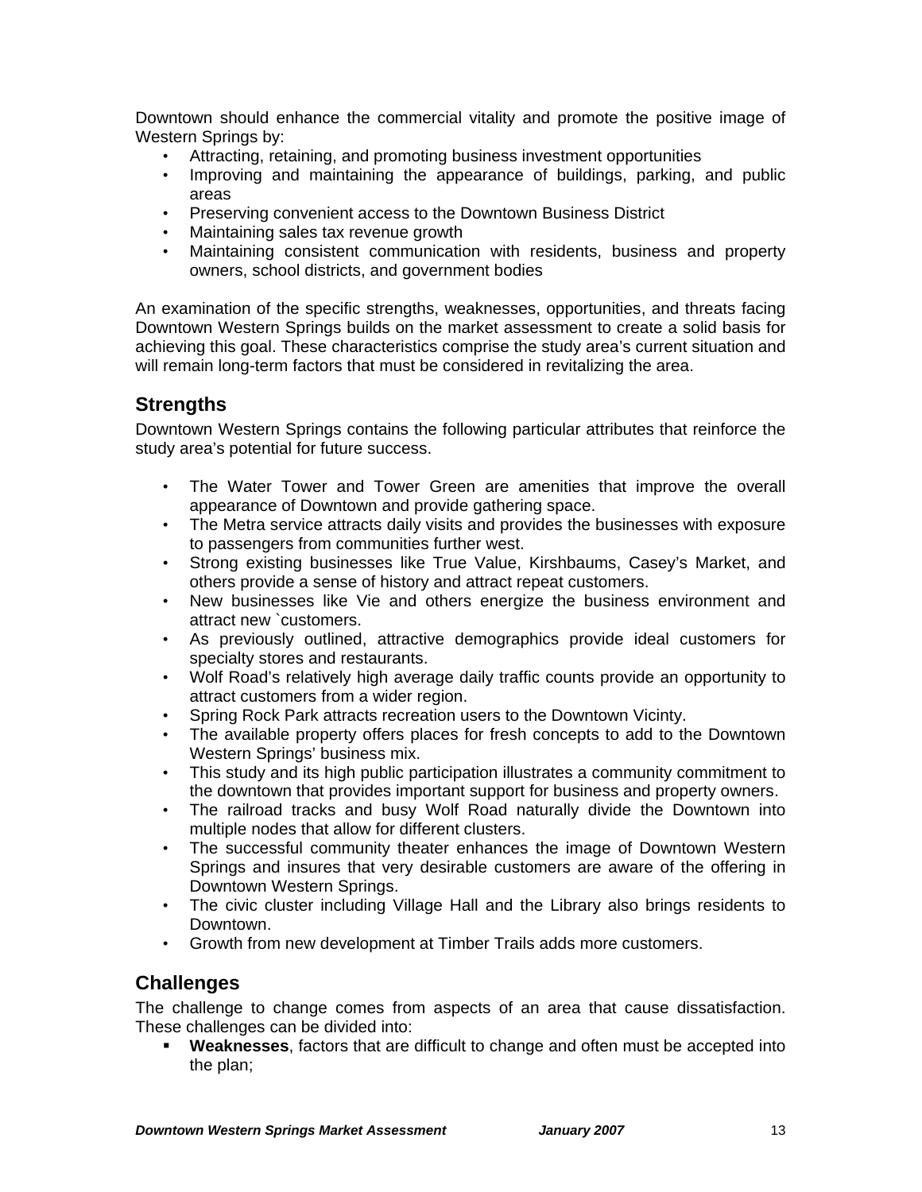Downtown should enhance the commercial vitality and promote the positive image of Western Springs by:

- Attracting, retaining, and promoting business investment opportunities
- Improving and maintaining the appearance of buildings, parking, and public areas
- Preserving convenient access to the Downtown Business District
- Maintaining sales tax revenue growth
- Maintaining consistent communication with residents, business and property owners, school districts, and government bodies

An examination of the specific strengths, weaknesses, opportunities, and threats facing Downtown Western Springs builds on the market assessment to create a solid basis for achieving this goal. These characteristics comprise the study area's current situation and will remain long-term factors that must be considered in revitalizing the area.

## Strengths

Downtown Western Springs contains the following particular attributes that reinforce the study area's potential for future success.

- The Water Tower and Tower Green are amenities that improve the overall appearance of Downtown and provide gathering space.
- The Metra service attracts daily visits and provides the businesses with exposure to passengers from communities further west.
- Strong existing businesses like True Value, Kirshbaums, Casey's Market, and others provide a sense of history and attract repeat customers.
- New businesses like Vie and others energize the business environment and attract new `customers.
- As previously outlined, attractive demographics provide ideal customers for specialty stores and restaurants.
- Wolf Road's relatively high average daily traffic counts provide an opportunity to attract customers from a wider region.
- Spring Rock Park attracts recreation users to the Downtown Vicinty.
- The available property offers places for fresh concepts to add to the Downtown Western Springs' business mix.
- This study and its high public participation illustrates a community commitment to the downtown that provides important support for business and property owners.
- The railroad tracks and busy Wolf Road naturally divide the Downtown into multiple nodes that allow for different clusters.
- The successful community theater enhances the image of Downtown Western Springs and insures that very desirable customers are aware of the offering in Downtown Western Springs.
- The civic cluster including Village Hall and the Library also brings residents to Downtown.
- Growth from new development at Timber Trails adds more customers.

## Challenges

The challenge to change comes from aspects of an area that cause dissatisfaction. These challenges can be divided into:

- **Weaknesses**, factors that are difficult to change and often must be accepted into the plan;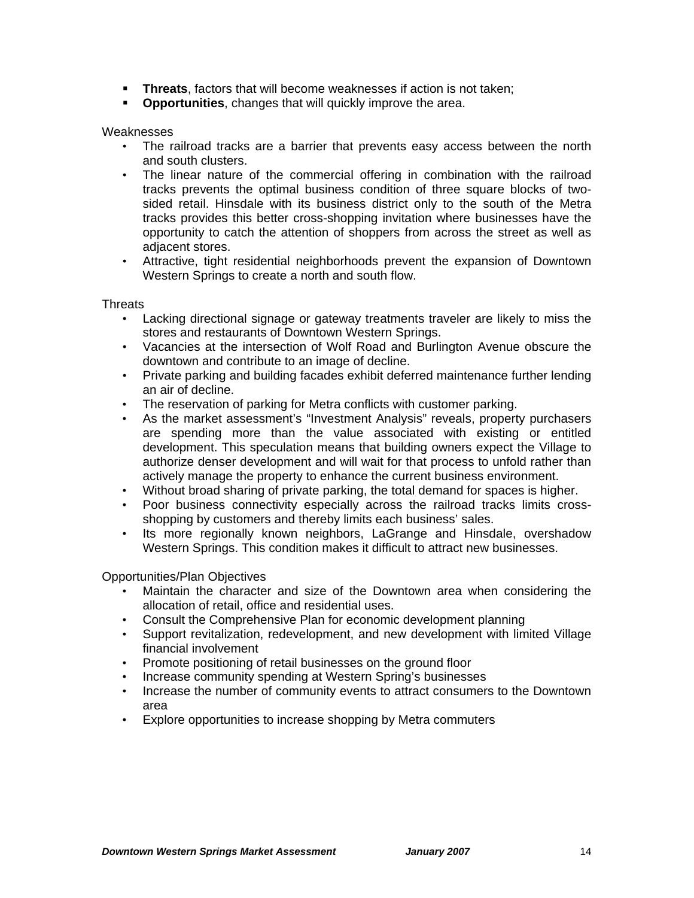- **Threats**, factors that will become weaknesses if action is not taken;
- **Opportunities**, changes that will quickly improve the area.

Weaknesses

- The railroad tracks are a barrier that prevents easy access between the north and south clusters.
- The linear nature of the commercial offering in combination with the railroad tracks prevents the optimal business condition of three square blocks of two-sided retail. Hinsdale with its business district only to the south of the Metra tracks provides this better cross-shopping invitation where businesses have the opportunity to catch the attention of shoppers from across the street as well as adjacent stores.
- Attractive, tight residential neighborhoods prevent the expansion of Downtown Western Springs to create a north and south flow.

Threats

- Lacking directional signage or gateway treatments traveler are likely to miss the stores and restaurants of Downtown Western Springs.
- Vacancies at the intersection of Wolf Road and Burlington Avenue obscure the downtown and contribute to an image of decline.
- Private parking and building facades exhibit deferred maintenance further lending an air of decline.
- The reservation of parking for Metra conflicts with customer parking.
- As the market assessment's "Investment Analysis" reveals, property purchasers are spending more than the value associated with existing or entitled development. This speculation means that building owners expect the Village to authorize denser development and will wait for that process to unfold rather than actively manage the property to enhance the current business environment.
- Without broad sharing of private parking, the total demand for spaces is higher.
- Poor business connectivity especially across the railroad tracks limits cross-shopping by customers and thereby limits each business' sales.
- Its more regionally known neighbors, LaGrange and Hinsdale, overshadow Western Springs. This condition makes it difficult to attract new businesses.

Opportunities/Plan Objectives

- Maintain the character and size of the Downtown area when considering the allocation of retail, office and residential uses.
- Consult the Comprehensive Plan for economic development planning
- Support revitalization, redevelopment, and new development with limited Village financial involvement
- Promote positioning of retail businesses on the ground floor
- Increase community spending at Western Spring's businesses
- Increase the number of community events to attract consumers to the Downtown area
- Explore opportunities to increase shopping by Metra commuters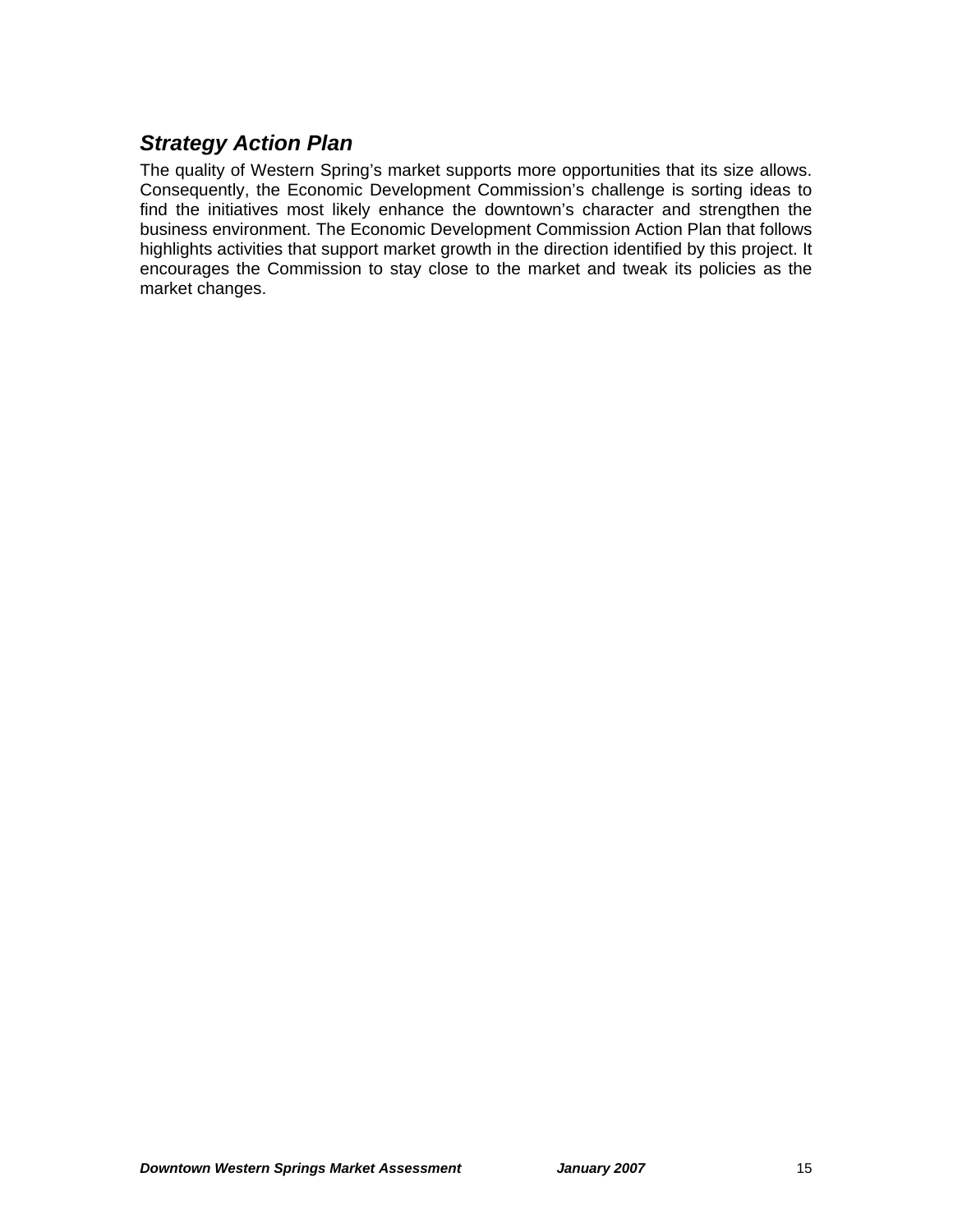### ***Strategy Action Plan***

The quality of Western Spring's market supports more opportunities that its size allows. Consequently, the Economic Development Commission's challenge is sorting ideas to find the initiatives most likely enhance the downtown's character and strengthen the business environment. The Economic Development Commission Action Plan that follows highlights activities that support market growth in the direction identified by this project. It encourages the Commission to stay close to the market and tweak its policies as the market changes.